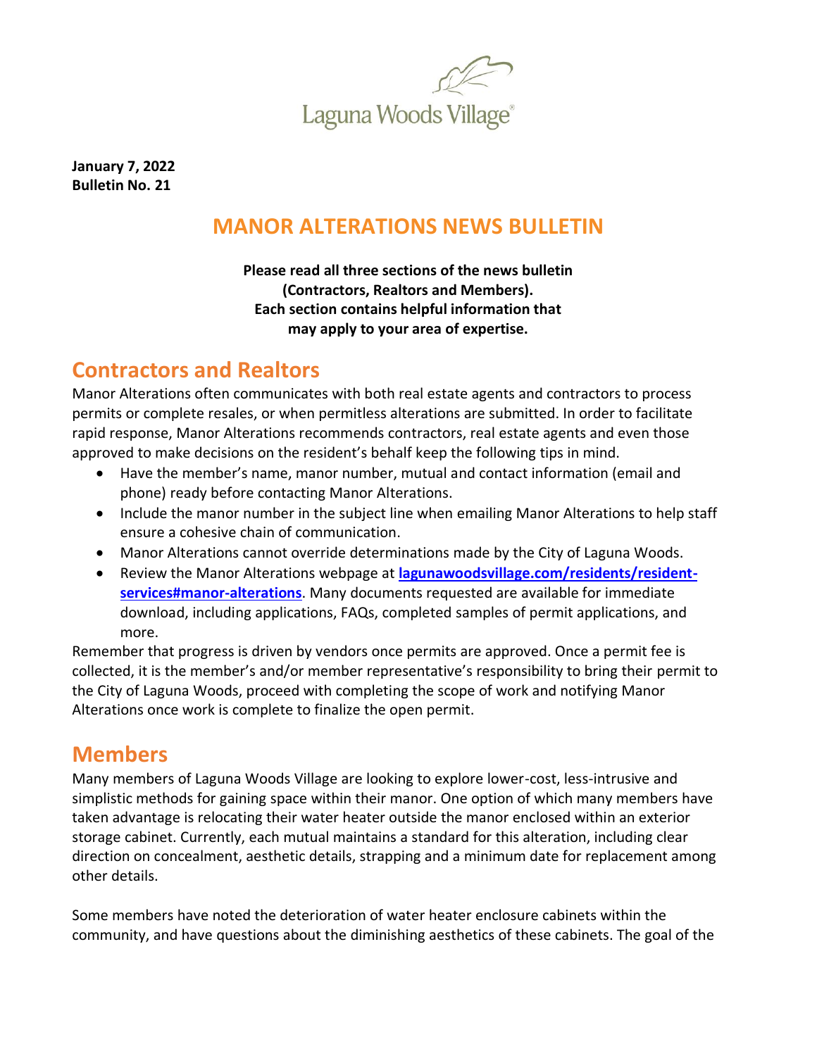Laguna Woods Village®

**January 7, 2022**
**Bulletin No. 21**

# MANOR ALTERATIONS NEWS BULLETIN

**Please read all three sections of the news bulletin (Contractors, Realtors and Members). Each section contains helpful information that may apply to your area of expertise.**

## Contractors and Realtors

Manor Alterations often communicates with both real estate agents and contractors to process permits or complete resales, or when permitless alterations are submitted. In order to facilitate rapid response, Manor Alterations recommends contractors, real estate agents and even those approved to make decisions on the resident's behalf keep the following tips in mind.

- Have the member's name, manor number, mutual and contact information (email and phone) ready before contacting Manor Alterations.
- Include the manor number in the subject line when emailing Manor Alterations to help staff ensure a cohesive chain of communication.
- Manor Alterations cannot override determinations made by the City of Laguna Woods.
- Review the Manor Alterations webpage at **lagunawoodsvillage.com/residents/resident-services#manor-alterations**. Many documents requested are available for immediate download, including applications, FAQs, completed samples of permit applications, and more.

Remember that progress is driven by vendors once permits are approved. Once a permit fee is collected, it is the member's and/or member representative's responsibility to bring their permit to the City of Laguna Woods, proceed with completing the scope of work and notifying Manor Alterations once work is complete to finalize the open permit.

## Members

Many members of Laguna Woods Village are looking to explore lower-cost, less-intrusive and simplistic methods for gaining space within their manor. One option of which many members have taken advantage is relocating their water heater outside the manor enclosed within an exterior storage cabinet. Currently, each mutual maintains a standard for this alteration, including clear direction on concealment, aesthetic details, strapping and a minimum date for replacement among other details.

Some members have noted the deterioration of water heater enclosure cabinets within the community, and have questions about the diminishing aesthetics of these cabinets. The goal of the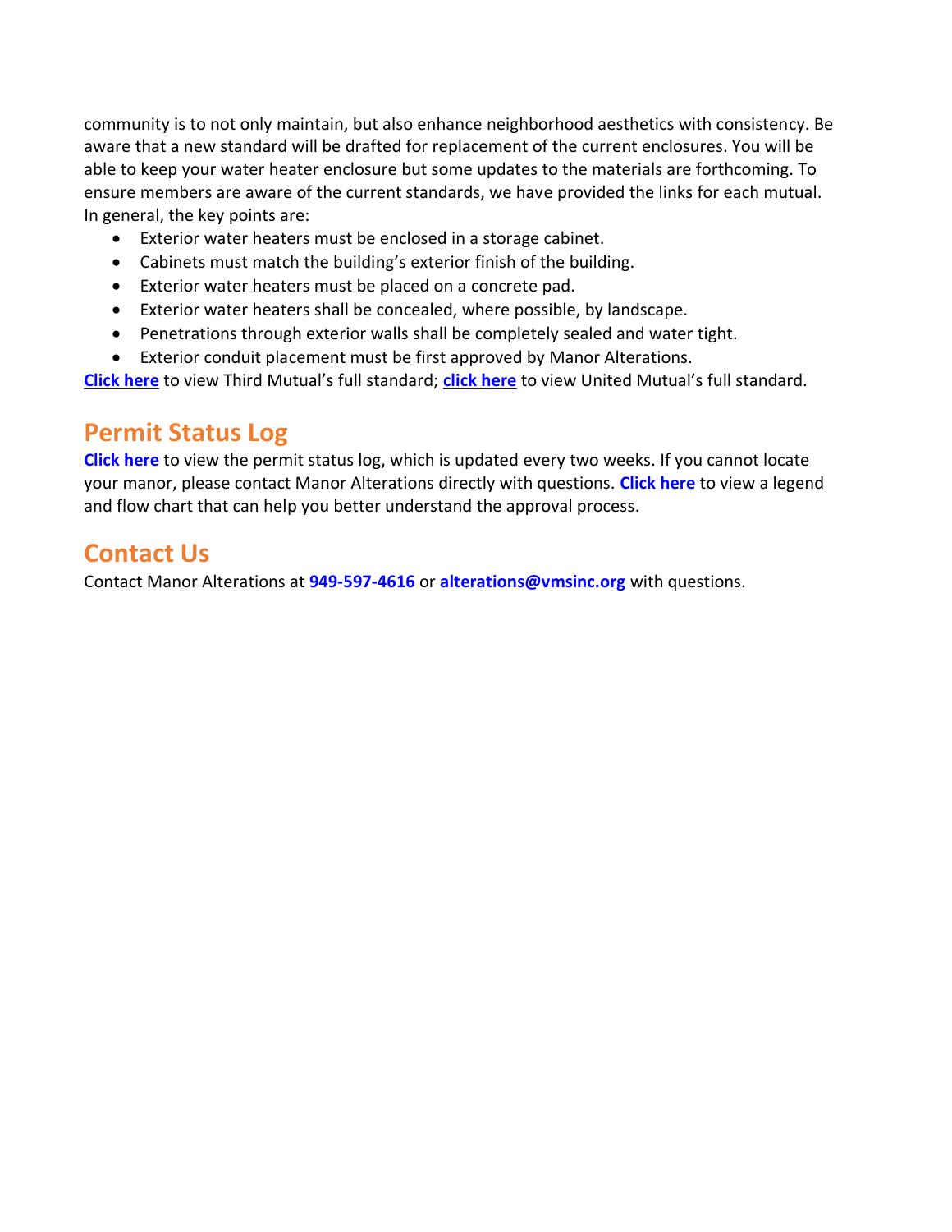community is to not only maintain, but also enhance neighborhood aesthetics with consistency. Be aware that a new standard will be drafted for replacement of the current enclosures. You will be able to keep your water heater enclosure but some updates to the materials are forthcoming. To ensure members are aware of the current standards, we have provided the links for each mutual. In general, the key points are:

- Exterior water heaters must be enclosed in a storage cabinet.
- Cabinets must match the building's exterior finish of the building.
- Exterior water heaters must be placed on a concrete pad.
- Exterior water heaters shall be concealed, where possible, by landscape.
- Penetrations through exterior walls shall be completely sealed and water tight.
- Exterior conduit placement must be first approved by Manor Alterations.

**Click here** to view Third Mutual's full standard; **click here** to view United Mutual's full standard.

## Permit Status Log

**Click here** to view the permit status log, which is updated every two weeks. If you cannot locate your manor, please contact Manor Alterations directly with questions. **Click here** to view a legend and flow chart that can help you better understand the approval process.

## Contact Us

Contact Manor Alterations at **949-597-4616** or **alterations@vmsinc.org** with questions.